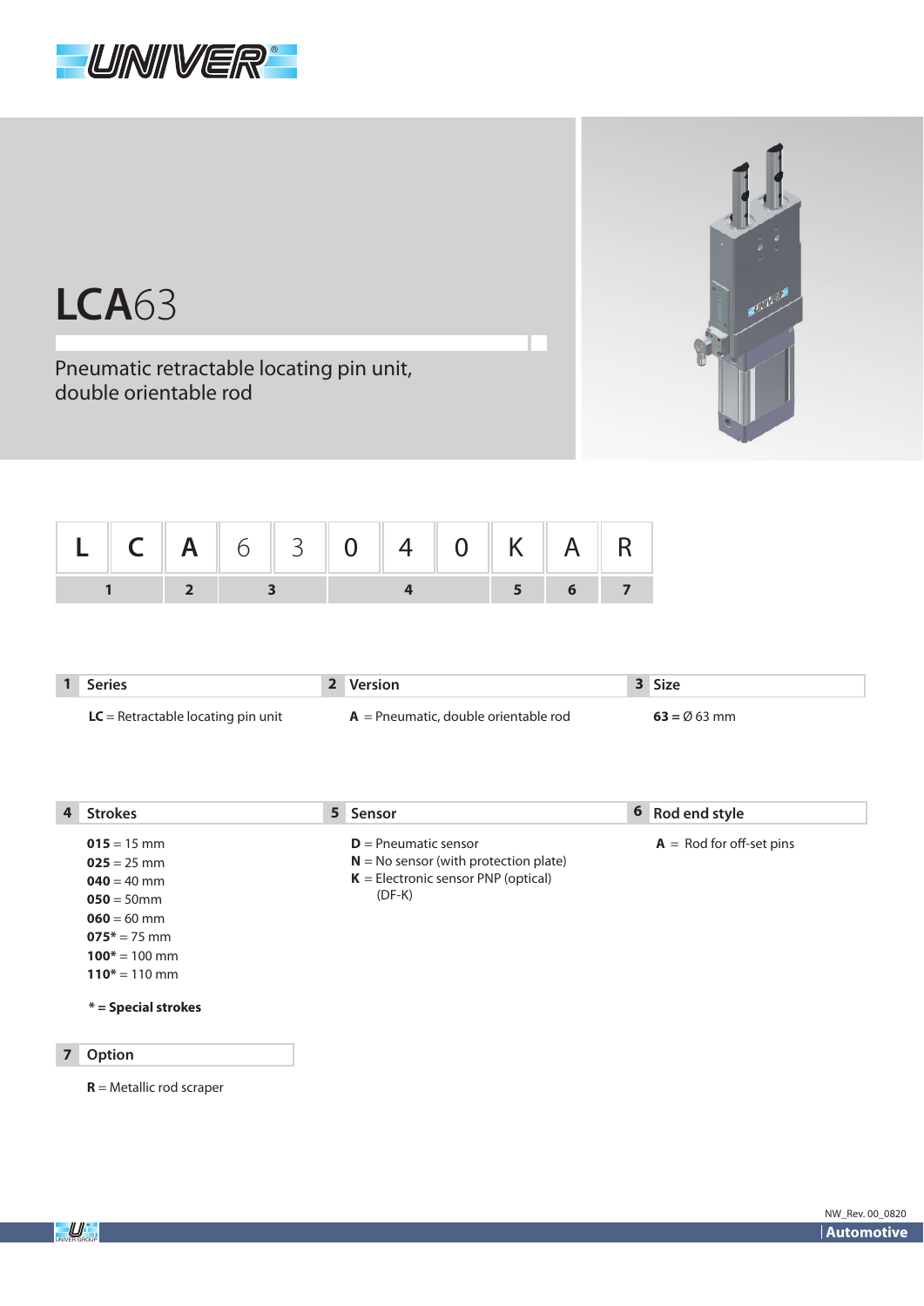# LCA63

Pneumatic retractable locating pin unit, double orientable rod

| L | C | A | 6 | 3 | 0 | 4 | 0 | K | A | R |
|---|---|---|---|---|---|---|---|---|---|---|
| 1 | | 2 | 3 | | 4 | | | 5 | 6 | 7 |

**1 Series**

**LC** = Retractable locating pin unit

**2 Version**

**A** = Pneumatic, double orientable rod

**3 Size**

**63 =** Ø 63 mm

**4 Strokes**

**015** = 15 mm
**025** = 25 mm
**040** = 40 mm
**050** = 50mm
**060** = 60 mm
**075*** = 75 mm
**100*** = 100 mm
**110*** = 110 mm

**\* = Special strokes**

**5 Sensor**

**D** = Pneumatic sensor
**N** = No sensor (with protection plate)
**K** = Electronic sensor PNP (optical) (DF-K)

**6 Rod end style**

**A** = Rod for off-set pins

**7 Option**

**R** = Metallic rod scraper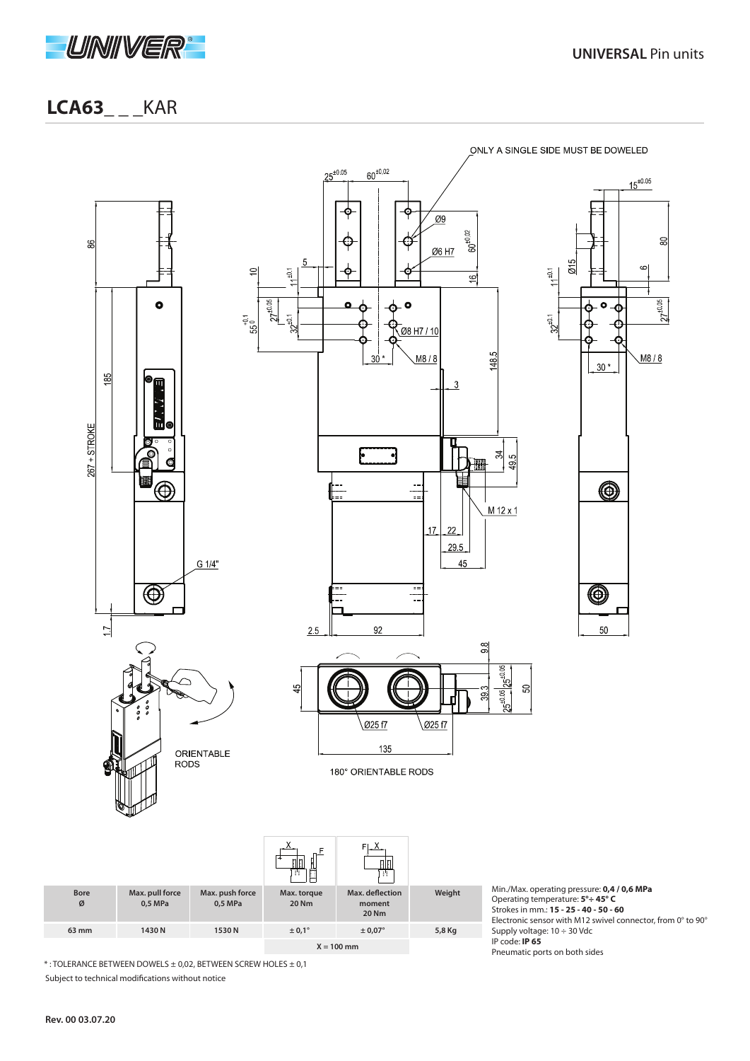# LCA63_ _ _KAR

ONLY A SINGLE SIDE MUST BE DOWELED

ORIENTABLE RODS

180° ORIENTABLE RODS

| Bore Ø | Max. pull force 0,5 MPa | Max. push force 0,5 MPa | Max. torque 20 Nm | Max. deflection moment 20 Nm | Weight |
|---|---|---|---|---|---|
| 63 mm | 1430 N | 1530 N | ± 0,1° | ± 0,07° | 5,8 Kg |
| | | | X = 100 mm | | |

Min./Max. operating pressure: **0,4 / 0,6 MPa**
Operating temperature: **5°÷ 45° C**
Strokes in mm.: **15 - 25 - 40 - 50 - 60**
Electronic sensor with M12 swivel connector, from 0° to 90°
Supply voltage: 10 ÷ 30 Vdc
IP code: **IP 65**
Pneumatic ports on both sides

* : TOLERANCE BETWEEN DOWELS ± 0,02, BETWEEN SCREW HOLES ± 0,1

Subject to technical modifications without notice

**Rev. 00 03.07.20**